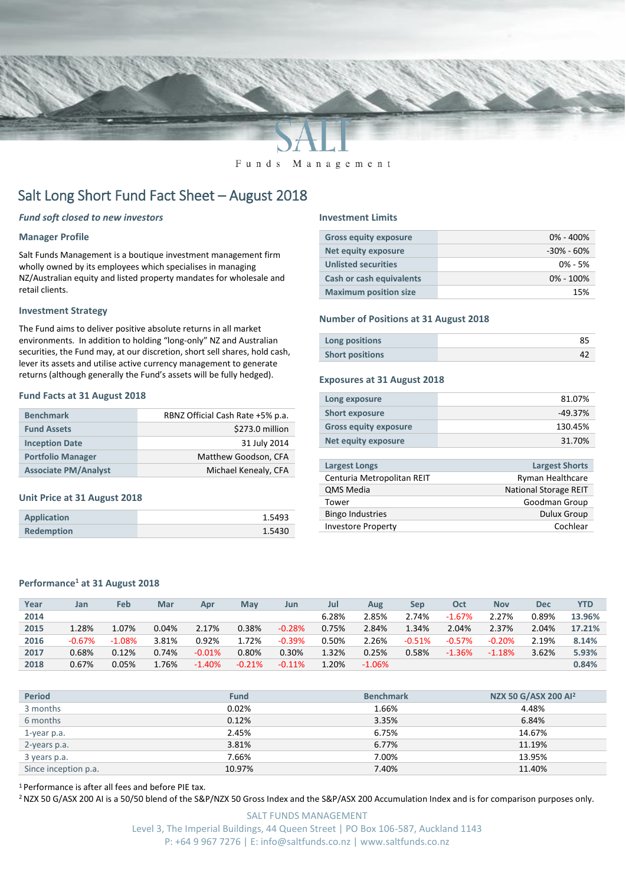SALT

Funds Management

# Salt Long Short Fund Fact Sheet – August 2018

*Fund soft closed to new investors*

### Manager Profile

Salt Funds Management is a boutique investment management firm wholly owned by its employees which specialises in managing NZ/Australian equity and listed property mandates for wholesale and retail clients.

### Investment Strategy

The Fund aims to deliver positive absolute returns in all market environments. In addition to holding "long-only" NZ and Australian securities, the Fund may, at our discretion, short sell shares, hold cash, lever its assets and utilise active currency management to generate returns (although generally the Fund's assets will be fully hedged).

### Fund Facts at 31 August 2018

| | |
|---|---|
| Benchmark | RBNZ Official Cash Rate +5% p.a. |
| Fund Assets | $273.0 million |
| Inception Date | 31 July 2014 |
| Portfolio Manager | Matthew Goodson, CFA |
| Associate PM/Analyst | Michael Kenealy, CFA |

### Unit Price at 31 August 2018

| | |
|---|---|
| Application | 1.5493 |
| Redemption | 1.5430 |

### Investment Limits

| | |
|---|---|
| Gross equity exposure | 0% - 400% |
| Net equity exposure | -30% - 60% |
| Unlisted securities | 0% - 5% |
| Cash or cash equivalents | 0% - 100% |
| Maximum position size | 15% |

### Number of Positions at 31 August 2018

| | |
|---|---|
| Long positions | 85 |
| Short positions | 42 |

### Exposures at 31 August 2018

| | |
|---|---|
| Long exposure | 81.07% |
| Short exposure | -49.37% |
| Gross equity exposure | 130.45% |
| Net equity exposure | 31.70% |

| Largest Longs | Largest Shorts |
|---|---|
| Centuria Metropolitan REIT | Ryman Healthcare |
| QMS Media | National Storage REIT |
| Tower | Goodman Group |
| Bingo Industries | Dulux Group |
| Investore Property | Cochlear |

### Performance[1] at 31 August 2018

| Year | Jan | Feb | Mar | Apr | May | Jun | Jul | Aug | Sep | Oct | Nov | Dec | YTD |
|---|---|---|---|---|---|---|---|---|---|---|---|---|---|
| 2014 | | | | | | | 6.28% | 2.85% | 2.74% | -1.67% | 2.27% | 0.89% | 13.96% |
| 2015 | 1.28% | 1.07% | 0.04% | 2.17% | 0.38% | -0.28% | 0.75% | 2.84% | 1.34% | 2.04% | 2.37% | 2.04% | 17.21% |
| 2016 | -0.67% | -1.08% | 3.81% | 0.92% | 1.72% | -0.39% | 0.50% | 2.26% | -0.51% | -0.57% | -0.20% | 2.19% | 8.14% |
| 2017 | 0.68% | 0.12% | 0.74% | -0.01% | 0.80% | 0.30% | 1.32% | 0.25% | 0.58% | -1.36% | -1.18% | 3.62% | 5.93% |
| 2018 | 0.67% | 0.05% | 1.76% | -1.40% | -0.21% | -0.11% | 1.20% | -1.06% | | | | | 0.84% |

| Period | Fund | Benchmark | NZX 50 G/ASX 200 AI[2] |
|---|---|---|---|
| 3 months | 0.02% | 1.66% | 4.48% |
| 6 months | 0.12% | 3.35% | 6.84% |
| 1-year p.a. | 2.45% | 6.75% | 14.67% |
| 2-years p.a. | 3.81% | 6.77% | 11.19% |
| 3 years p.a. | 7.66% | 7.00% | 13.95% |
| Since inception p.a. | 10.97% | 7.40% | 11.40% |

[1] Performance is after all fees and before PIE tax.

[2] NZX 50 G/ASX 200 AI is a 50/50 blend of the S&P/NZX 50 Gross Index and the S&P/ASX 200 Accumulation Index and is for comparison purposes only.

SALT FUNDS MANAGEMENT
Level 3, The Imperial Buildings, 44 Queen Street | PO Box 106-587, Auckland 1143
P: +64 9 967 7276 | E: info@saltfunds.co.nz | www.saltfunds.co.nz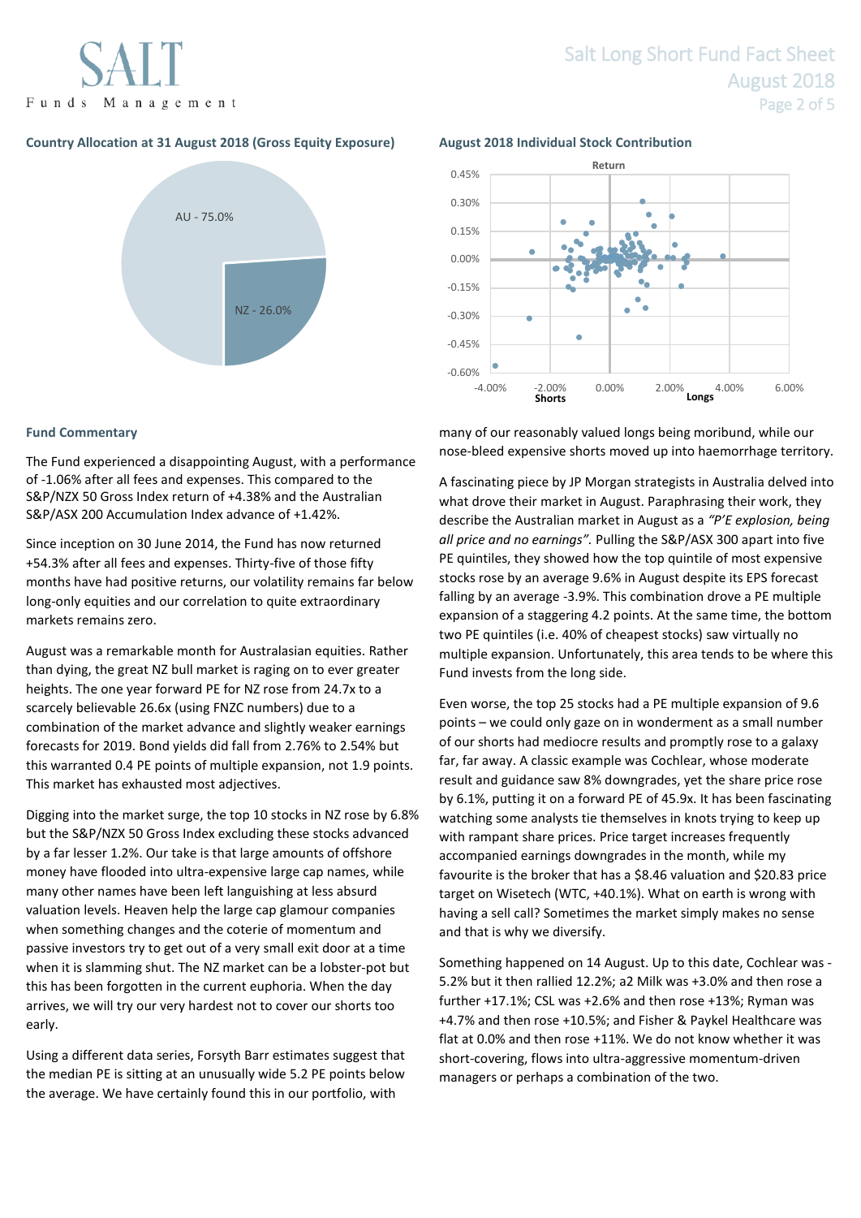### Country Allocation at 31 August 2018 (Gross Equity Exposure)

AU - 75.0%

NZ - 26.0%

### August 2018 Individual Stock Contribution

### Fund Commentary

The Fund experienced a disappointing August, with a performance of -1.06% after all fees and expenses. This compared to the S&P/NZX 50 Gross Index return of +4.38% and the Australian S&P/ASX 200 Accumulation Index advance of +1.42%.

Since inception on 30 June 2014, the Fund has now returned +54.3% after all fees and expenses. Thirty-five of those fifty months have had positive returns, our volatility remains far below long-only equities and our correlation to quite extraordinary markets remains zero.

August was a remarkable month for Australasian equities. Rather than dying, the great NZ bull market is raging on to ever greater heights. The one year forward PE for NZ rose from 24.7x to a scarcely believable 26.6x (using FNZC numbers) due to a combination of the market advance and slightly weaker earnings forecasts for 2019. Bond yields did fall from 2.76% to 2.54% but this warranted 0.4 PE points of multiple expansion, not 1.9 points. This market has exhausted most adjectives.

Digging into the market surge, the top 10 stocks in NZ rose by 6.8% but the S&P/NZX 50 Gross Index excluding these stocks advanced by a far lesser 1.2%. Our take is that large amounts of offshore money have flooded into ultra-expensive large cap names, while many other names have been left languishing at less absurd valuation levels. Heaven help the large cap glamour companies when something changes and the coterie of momentum and passive investors try to get out of a very small exit door at a time when it is slamming shut. The NZ market can be a lobster-pot but this has been forgotten in the current euphoria. When the day arrives, we will try our very hardest not to cover our shorts too early.

Using a different data series, Forsyth Barr estimates suggest that the median PE is sitting at an unusually wide 5.2 PE points below the average. We have certainly found this in our portfolio, with many of our reasonably valued longs being moribund, while our nose-bleed expensive shorts moved up into haemorrhage territory.

A fascinating piece by JP Morgan strategists in Australia delved into what drove their market in August. Paraphrasing their work, they describe the Australian market in August as a *"P/E explosion, being all price and no earnings"*. Pulling the S&P/ASX 300 apart into five PE quintiles, they showed how the top quintile of most expensive stocks rose by an average 9.6% in August despite its EPS forecast falling by an average -3.9%. This combination drove a PE multiple expansion of a staggering 4.2 points. At the same time, the bottom two PE quintiles (i.e. 40% of cheapest stocks) saw virtually no multiple expansion. Unfortunately, this area tends to be where this Fund invests from the long side.

Even worse, the top 25 stocks had a PE multiple expansion of 9.6 points – we could only gaze on in wonderment as a small number of our shorts had mediocre results and promptly rose to a galaxy far, far away. A classic example was Cochlear, whose moderate result and guidance saw 8% downgrades, yet the share price rose by 6.1%, putting it on a forward PE of 45.9x. It has been fascinating watching some analysts tie themselves in knots trying to keep up with rampant share prices. Price target increases frequently accompanied earnings downgrades in the month, while my favourite is the broker that has a $8.46 valuation and $20.83 price target on Wisetech (WTC, +40.1%). What on earth is wrong with having a sell call? Sometimes the market simply makes no sense and that is why we diversify.

Something happened on 14 August. Up to this date, Cochlear was -5.2% but it then rallied 12.2%; a2 Milk was +3.0% and then rose a further +17.1%; CSL was +2.6% and then rose +13%; Ryman was +4.7% and then rose +10.5%; and Fisher & Paykel Healthcare was flat at 0.0% and then rose +11%. We do not know whether it was short-covering, flows into ultra-aggressive momentum-driven managers or perhaps a combination of the two.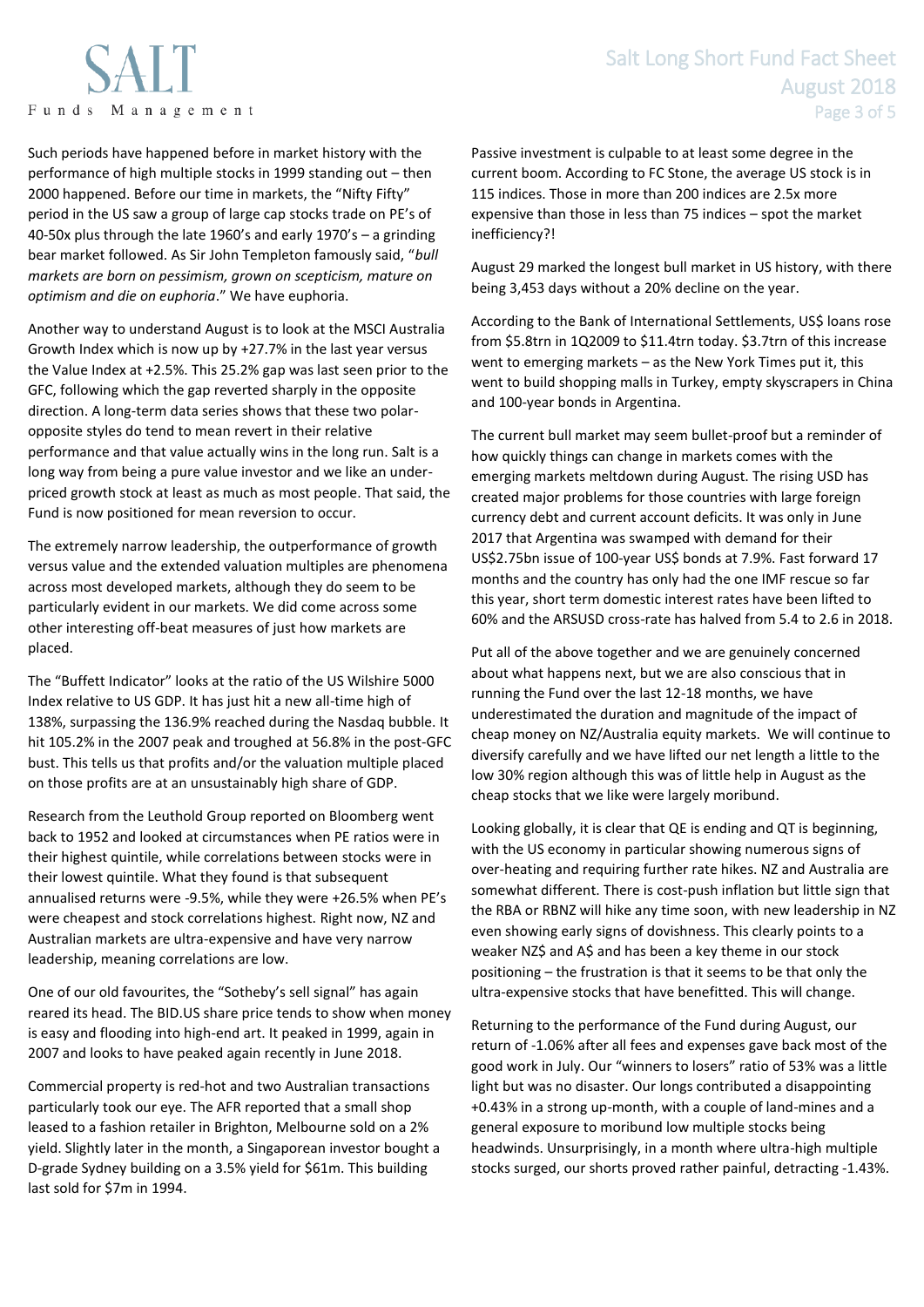Such periods have happened before in market history with the performance of high multiple stocks in 1999 standing out – then 2000 happened. Before our time in markets, the "Nifty Fifty" period in the US saw a group of large cap stocks trade on PE's of 40-50x plus through the late 1960's and early 1970's – a grinding bear market followed. As Sir John Templeton famously said, "*bull markets are born on pessimism, grown on scepticism, mature on optimism and die on euphoria*." We have euphoria.

Another way to understand August is to look at the MSCI Australia Growth Index which is now up by +27.7% in the last year versus the Value Index at +2.5%. This 25.2% gap was last seen prior to the GFC, following which the gap reverted sharply in the opposite direction. A long-term data series shows that these two polar-opposite styles do tend to mean revert in their relative performance and that value actually wins in the long run. Salt is a long way from being a pure value investor and we like an under-priced growth stock at least as much as most people. That said, the Fund is now positioned for mean reversion to occur.

The extremely narrow leadership, the outperformance of growth versus value and the extended valuation multiples are phenomena across most developed markets, although they do seem to be particularly evident in our markets. We did come across some other interesting off-beat measures of just how markets are placed.

The "Buffett Indicator" looks at the ratio of the US Wilshire 5000 Index relative to US GDP. It has just hit a new all-time high of 138%, surpassing the 136.9% reached during the Nasdaq bubble. It hit 105.2% in the 2007 peak and troughed at 56.8% in the post-GFC bust. This tells us that profits and/or the valuation multiple placed on those profits are at an unsustainably high share of GDP.

Research from the Leuthold Group reported on Bloomberg went back to 1952 and looked at circumstances when PE ratios were in their highest quintile, while correlations between stocks were in their lowest quintile. What they found is that subsequent annualised returns were -9.5%, while they were +26.5% when PE's were cheapest and stock correlations highest. Right now, NZ and Australian markets are ultra-expensive and have very narrow leadership, meaning correlations are low.

One of our old favourites, the "Sotheby's sell signal" has again reared its head. The BID.US share price tends to show when money is easy and flooding into high-end art. It peaked in 1999, again in 2007 and looks to have peaked again recently in June 2018.

Commercial property is red-hot and two Australian transactions particularly took our eye. The AFR reported that a small shop leased to a fashion retailer in Brighton, Melbourne sold on a 2% yield. Slightly later in the month, a Singaporean investor bought a D-grade Sydney building on a 3.5% yield for $61m. This building last sold for $7m in 1994.

Passive investment is culpable to at least some degree in the current boom. According to FC Stone, the average US stock is in 115 indices. Those in more than 200 indices are 2.5x more expensive than those in less than 75 indices – spot the market inefficiency?!

August 29 marked the longest bull market in US history, with there being 3,453 days without a 20% decline on the year.

According to the Bank of International Settlements, US$ loans rose from $5.8trn in 1Q2009 to $11.4trn today. $3.7trn of this increase went to emerging markets – as the New York Times put it, this went to build shopping malls in Turkey, empty skyscrapers in China and 100-year bonds in Argentina.

The current bull market may seem bullet-proof but a reminder of how quickly things can change in markets comes with the emerging markets meltdown during August. The rising USD has created major problems for those countries with large foreign currency debt and current account deficits. It was only in June 2017 that Argentina was swamped with demand for their US$2.75bn issue of 100-year US$ bonds at 7.9%. Fast forward 17 months and the country has only had the one IMF rescue so far this year, short term domestic interest rates have been lifted to 60% and the ARSUSD cross-rate has halved from 5.4 to 2.6 in 2018.

Put all of the above together and we are genuinely concerned about what happens next, but we are also conscious that in running the Fund over the last 12-18 months, we have underestimated the duration and magnitude of the impact of cheap money on NZ/Australia equity markets. We will continue to diversify carefully and we have lifted our net length a little to the low 30% region although this was of little help in August as the cheap stocks that we like were largely moribund.

Looking globally, it is clear that QE is ending and QT is beginning, with the US economy in particular showing numerous signs of over-heating and requiring further rate hikes. NZ and Australia are somewhat different. There is cost-push inflation but little sign that the RBA or RBNZ will hike any time soon, with new leadership in NZ even showing early signs of dovishness. This clearly points to a weaker NZ$ and A$ and has been a key theme in our stock positioning – the frustration is that it seems to be that only the ultra-expensive stocks that have benefitted. This will change.

Returning to the performance of the Fund during August, our return of -1.06% after all fees and expenses gave back most of the good work in July. Our "winners to losers" ratio of 53% was a little light but was no disaster. Our longs contributed a disappointing +0.43% in a strong up-month, with a couple of land-mines and a general exposure to moribund low multiple stocks being headwinds. Unsurprisingly, in a month where ultra-high multiple stocks surged, our shorts proved rather painful, detracting -1.43%.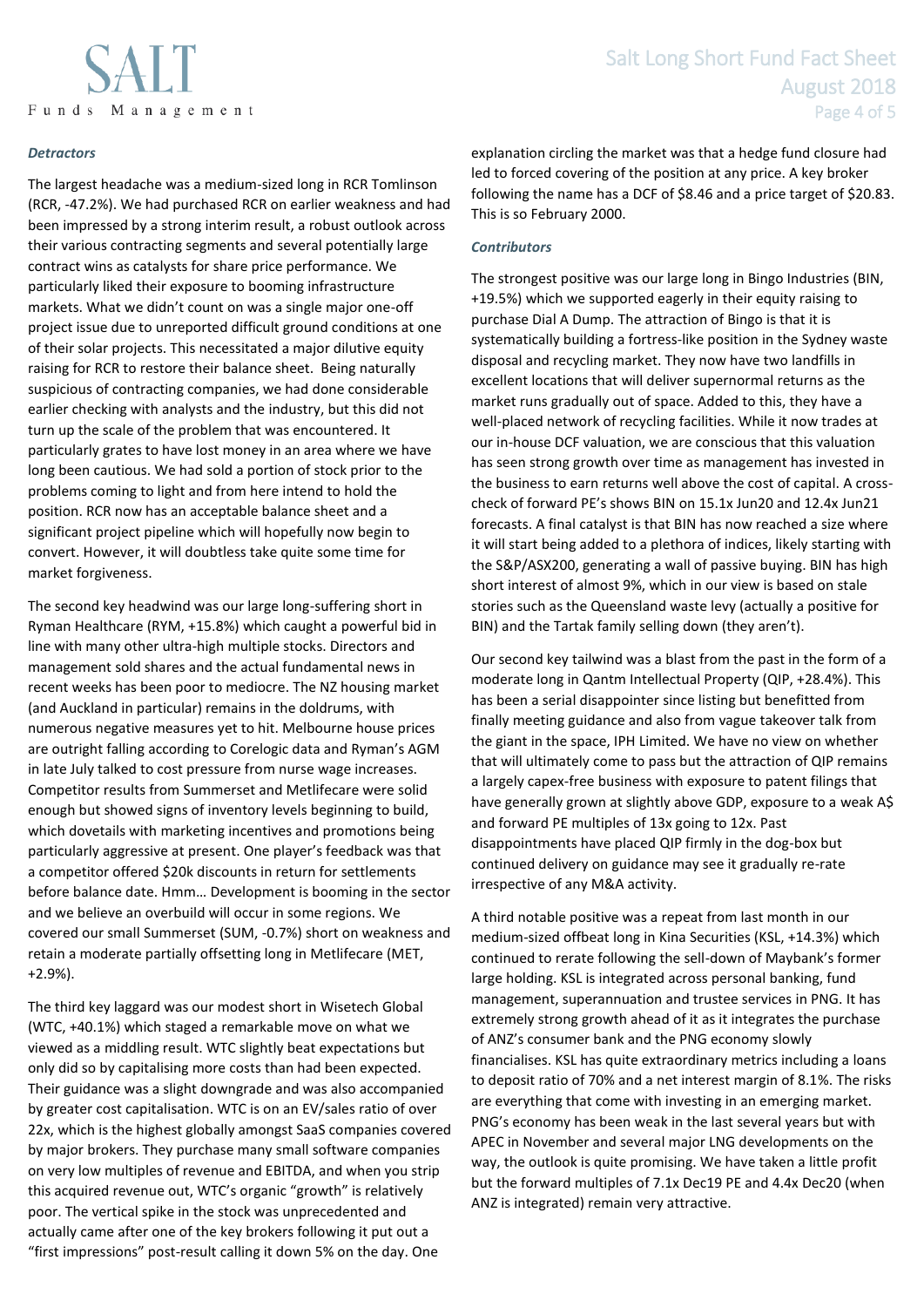### *Detractors*

The largest headache was a medium-sized long in RCR Tomlinson (RCR, -47.2%). We had purchased RCR on earlier weakness and had been impressed by a strong interim result, a robust outlook across their various contracting segments and several potentially large contract wins as catalysts for share price performance. We particularly liked their exposure to booming infrastructure markets. What we didn't count on was a single major one-off project issue due to unreported difficult ground conditions at one of their solar projects. This necessitated a major dilutive equity raising for RCR to restore their balance sheet. Being naturally suspicious of contracting companies, we had done considerable earlier checking with analysts and the industry, but this did not turn up the scale of the problem that was encountered. It particularly grates to have lost money in an area where we have long been cautious. We had sold a portion of stock prior to the problems coming to light and from here intend to hold the position. RCR now has an acceptable balance sheet and a significant project pipeline which will hopefully now begin to convert. However, it will doubtless take quite some time for market forgiveness.

The second key headwind was our large long-suffering short in Ryman Healthcare (RYM, +15.8%) which caught a powerful bid in line with many other ultra-high multiple stocks. Directors and management sold shares and the actual fundamental news in recent weeks has been poor to mediocre. The NZ housing market (and Auckland in particular) remains in the doldrums, with numerous negative measures yet to hit. Melbourne house prices are outright falling according to Corelogic data and Ryman's AGM in late July talked to cost pressure from nurse wage increases. Competitor results from Summerset and Metlifecare were solid enough but showed signs of inventory levels beginning to build, which dovetails with marketing incentives and promotions being particularly aggressive at present. One player's feedback was that a competitor offered $20k discounts in return for settlements before balance date. Hmm… Development is booming in the sector and we believe an overbuild will occur in some regions. We covered our small Summerset (SUM, -0.7%) short on weakness and retain a moderate partially offsetting long in Metlifecare (MET, +2.9%).

The third key laggard was our modest short in Wisetech Global (WTC, +40.1%) which staged a remarkable move on what we viewed as a middling result. WTC slightly beat expectations but only did so by capitalising more costs than had been expected. Their guidance was a slight downgrade and was also accompanied by greater cost capitalisation. WTC is on an EV/sales ratio of over 22x, which is the highest globally amongst SaaS companies covered by major brokers. They purchase many small software companies on very low multiples of revenue and EBITDA, and when you strip this acquired revenue out, WTC's organic "growth" is relatively poor. The vertical spike in the stock was unprecedented and actually came after one of the key brokers following it put out a "first impressions" post-result calling it down 5% on the day. One explanation circling the market was that a hedge fund closure had led to forced covering of the position at any price. A key broker following the name has a DCF of $8.46 and a price target of $20.83. This is so February 2000.

### *Contributors*

The strongest positive was our large long in Bingo Industries (BIN, +19.5%) which we supported eagerly in their equity raising to purchase Dial A Dump. The attraction of Bingo is that it is systematically building a fortress-like position in the Sydney waste disposal and recycling market. They now have two landfills in excellent locations that will deliver supernormal returns as the market runs gradually out of space. Added to this, they have a well-placed network of recycling facilities. While it now trades at our in-house DCF valuation, we are conscious that this valuation has seen strong growth over time as management has invested in the business to earn returns well above the cost of capital. A cross-check of forward PE's shows BIN on 15.1x Jun20 and 12.4x Jun21 forecasts. A final catalyst is that BIN has now reached a size where it will start being added to a plethora of indices, likely starting with the S&P/ASX200, generating a wall of passive buying. BIN has high short interest of almost 9%, which in our view is based on stale stories such as the Queensland waste levy (actually a positive for BIN) and the Tartak family selling down (they aren't).

Our second key tailwind was a blast from the past in the form of a moderate long in Qantm Intellectual Property (QIP, +28.4%). This has been a serial disappointer since listing but benefitted from finally meeting guidance and also from vague takeover talk from the giant in the space, IPH Limited. We have no view on whether that will ultimately come to pass but the attraction of QIP remains a largely capex-free business with exposure to patent filings that have generally grown at slightly above GDP, exposure to a weak A$ and forward PE multiples of 13x going to 12x. Past disappointments have placed QIP firmly in the dog-box but continued delivery on guidance may see it gradually re-rate irrespective of any M&A activity.

A third notable positive was a repeat from last month in our medium-sized offbeat long in Kina Securities (KSL, +14.3%) which continued to rerate following the sell-down of Maybank's former large holding. KSL is integrated across personal banking, fund management, superannuation and trustee services in PNG. It has extremely strong growth ahead of it as it integrates the purchase of ANZ's consumer bank and the PNG economy slowly financialises. KSL has quite extraordinary metrics including a loans to deposit ratio of 70% and a net interest margin of 8.1%. The risks are everything that come with investing in an emerging market. PNG's economy has been weak in the last several years but with APEC in November and several major LNG developments on the way, the outlook is quite promising. We have taken a little profit but the forward multiples of 7.1x Dec19 PE and 4.4x Dec20 (when ANZ is integrated) remain very attractive.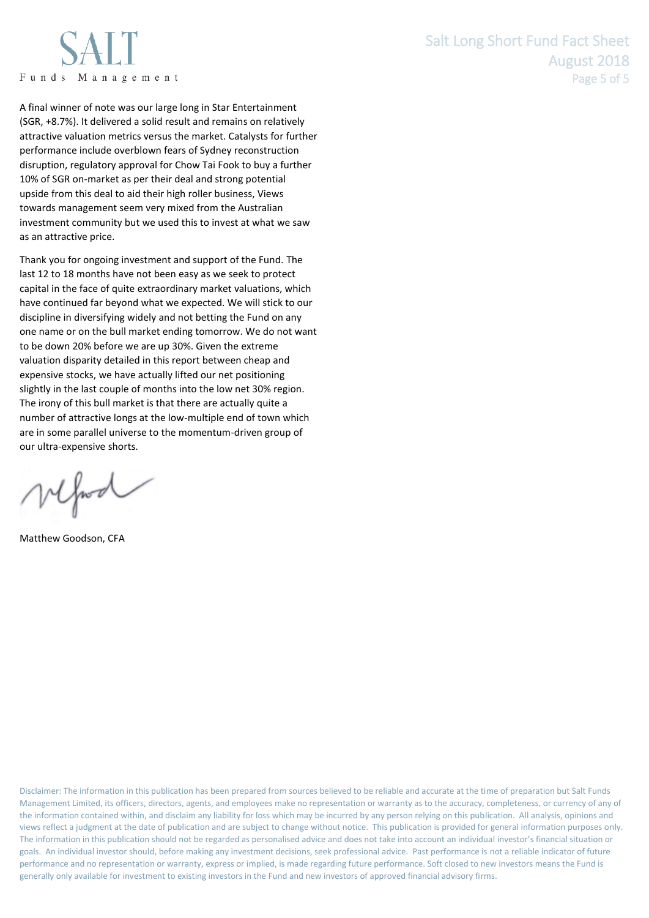A final winner of note was our large long in Star Entertainment (SGR, +8.7%). It delivered a solid result and remains on relatively attractive valuation metrics versus the market. Catalysts for further performance include overblown fears of Sydney reconstruction disruption, regulatory approval for Chow Tai Fook to buy a further 10% of SGR on-market as per their deal and strong potential upside from this deal to aid their high roller business, Views towards management seem very mixed from the Australian investment community but we used this to invest at what we saw as an attractive price.

Thank you for ongoing investment and support of the Fund. The last 12 to 18 months have not been easy as we seek to protect capital in the face of quite extraordinary market valuations, which have continued far beyond what we expected. We will stick to our discipline in diversifying widely and not betting the Fund on any one name or on the bull market ending tomorrow. We do not want to be down 20% before we are up 30%. Given the extreme valuation disparity detailed in this report between cheap and expensive stocks, we have actually lifted our net positioning slightly in the last couple of months into the low net 30% region. The irony of this bull market is that there are actually quite a number of attractive longs at the low-multiple end of town which are in some parallel universe to the momentum-driven group of our ultra-expensive shorts.

Matthew Goodson, CFA

Disclaimer: The information in this publication has been prepared from sources believed to be reliable and accurate at the time of preparation but Salt Funds Management Limited, its officers, directors, agents, and employees make no representation or warranty as to the accuracy, completeness, or currency of any of the information contained within, and disclaim any liability for loss which may be incurred by any person relying on this publication. All analysis, opinions and views reflect a judgment at the date of publication and are subject to change without notice. This publication is provided for general information purposes only. The information in this publication should not be regarded as personalised advice and does not take into account an individual investor's financial situation or goals. An individual investor should, before making any investment decisions, seek professional advice. Past performance is not a reliable indicator of future performance and no representation or warranty, express or implied, is made regarding future performance. Soft closed to new investors means the Fund is generally only available for investment to existing investors in the Fund and new investors of approved financial advisory firms.